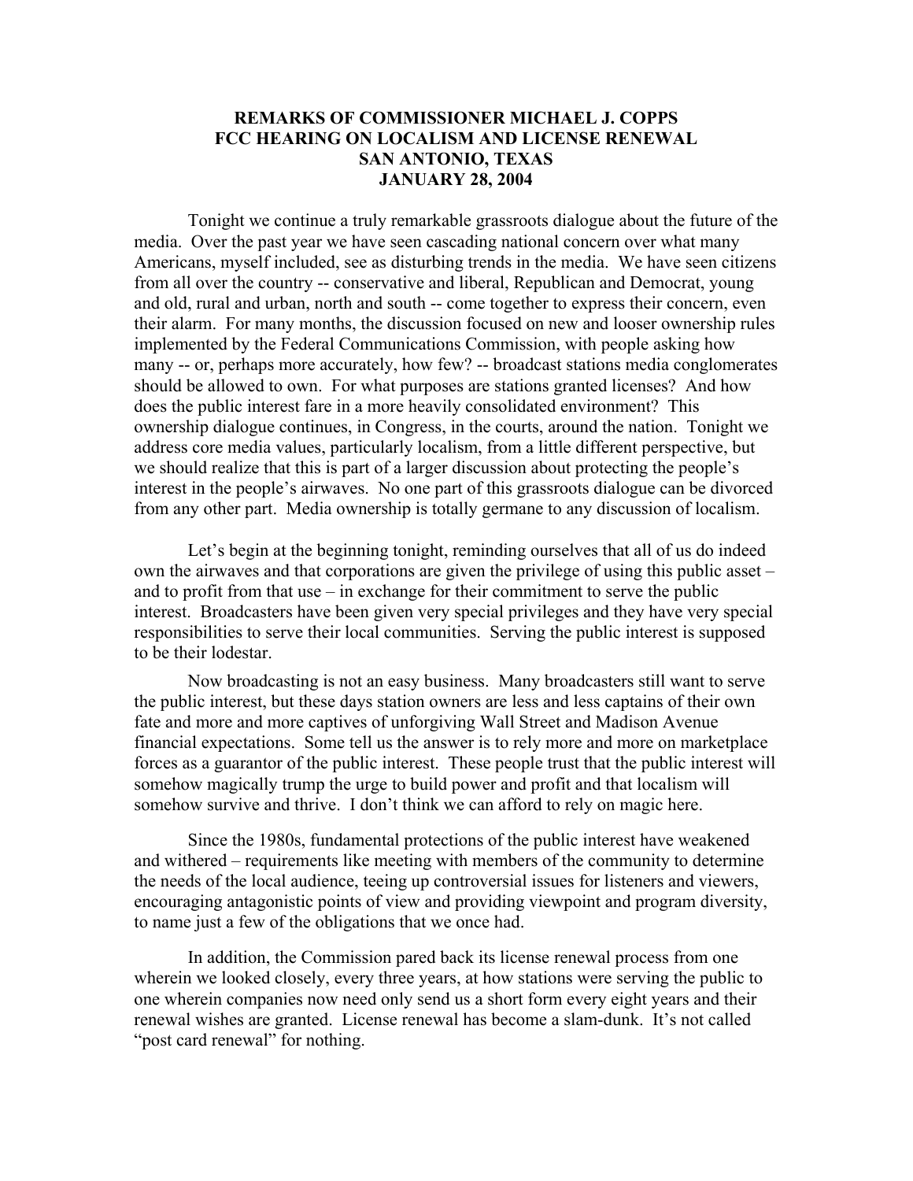# REMARKS OF COMMISSIONER MICHAEL J. COPPS
## FCC HEARING ON LOCALISM AND LICENSE RENEWAL
## SAN ANTONIO, TEXAS
## JANUARY 28, 2004

Tonight we continue a truly remarkable grassroots dialogue about the future of the media. Over the past year we have seen cascading national concern over what many Americans, myself included, see as disturbing trends in the media. We have seen citizens from all over the country -- conservative and liberal, Republican and Democrat, young and old, rural and urban, north and south -- come together to express their concern, even their alarm. For many months, the discussion focused on new and looser ownership rules implemented by the Federal Communications Commission, with people asking how many -- or, perhaps more accurately, how few? -- broadcast stations media conglomerates should be allowed to own. For what purposes are stations granted licenses? And how does the public interest fare in a more heavily consolidated environment? This ownership dialogue continues, in Congress, in the courts, around the nation. Tonight we address core media values, particularly localism, from a little different perspective, but we should realize that this is part of a larger discussion about protecting the people's interest in the people's airwaves. No one part of this grassroots dialogue can be divorced from any other part. Media ownership is totally germane to any discussion of localism.

Let's begin at the beginning tonight, reminding ourselves that all of us do indeed own the airwaves and that corporations are given the privilege of using this public asset – and to profit from that use – in exchange for their commitment to serve the public interest. Broadcasters have been given very special privileges and they have very special responsibilities to serve their local communities. Serving the public interest is supposed to be their lodestar.

Now broadcasting is not an easy business. Many broadcasters still want to serve the public interest, but these days station owners are less and less captains of their own fate and more and more captives of unforgiving Wall Street and Madison Avenue financial expectations. Some tell us the answer is to rely more and more on marketplace forces as a guarantor of the public interest. These people trust that the public interest will somehow magically trump the urge to build power and profit and that localism will somehow survive and thrive. I don't think we can afford to rely on magic here.

Since the 1980s, fundamental protections of the public interest have weakened and withered – requirements like meeting with members of the community to determine the needs of the local audience, teeing up controversial issues for listeners and viewers, encouraging antagonistic points of view and providing viewpoint and program diversity, to name just a few of the obligations that we once had.

In addition, the Commission pared back its license renewal process from one wherein we looked closely, every three years, at how stations were serving the public to one wherein companies now need only send us a short form every eight years and their renewal wishes are granted. License renewal has become a slam-dunk. It's not called "post card renewal" for nothing.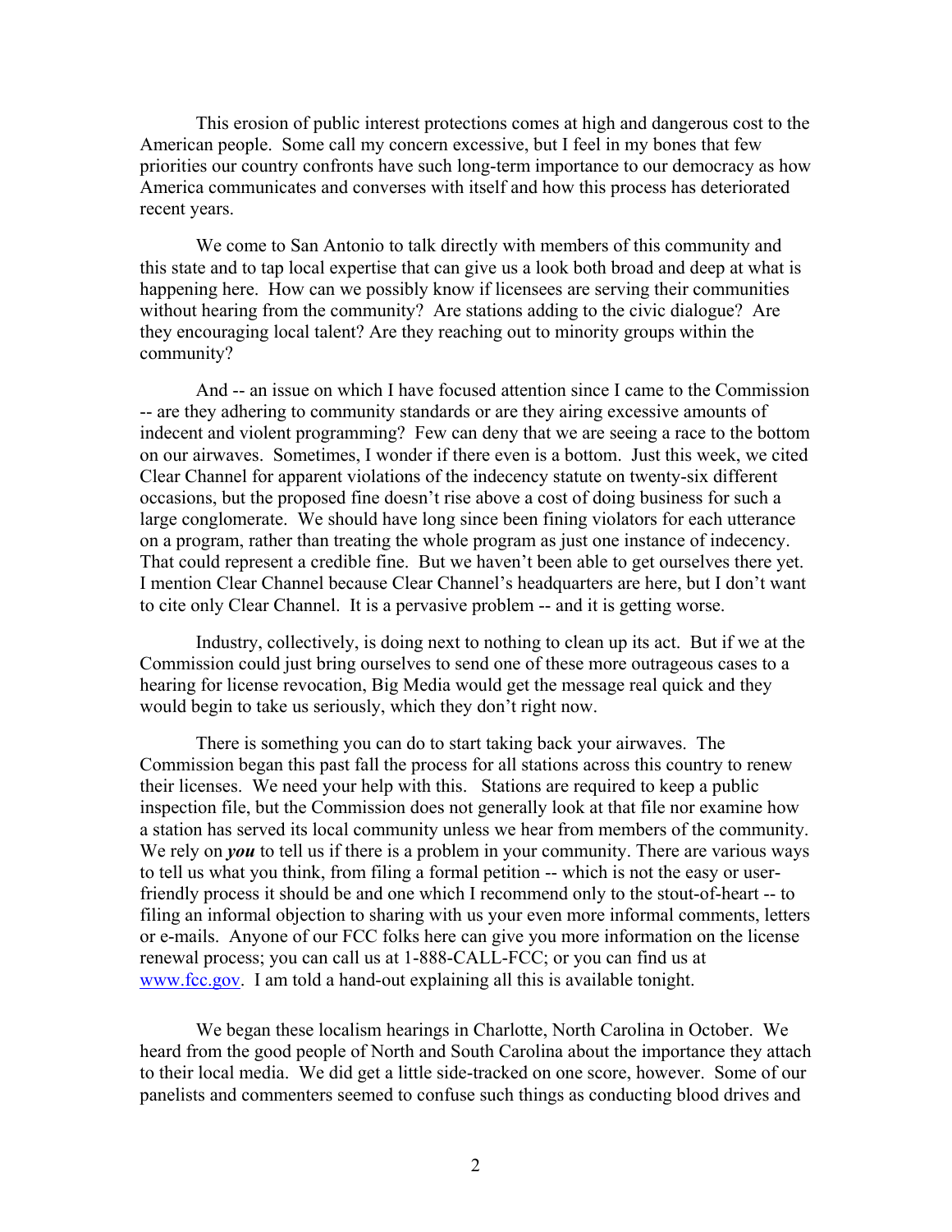This erosion of public interest protections comes at high and dangerous cost to the American people. Some call my concern excessive, but I feel in my bones that few priorities our country confronts have such long-term importance to our democracy as how America communicates and converses with itself and how this process has deteriorated recent years.

We come to San Antonio to talk directly with members of this community and this state and to tap local expertise that can give us a look both broad and deep at what is happening here. How can we possibly know if licensees are serving their communities without hearing from the community? Are stations adding to the civic dialogue? Are they encouraging local talent? Are they reaching out to minority groups within the community?

And -- an issue on which I have focused attention since I came to the Commission -- are they adhering to community standards or are they airing excessive amounts of indecent and violent programming? Few can deny that we are seeing a race to the bottom on our airwaves. Sometimes, I wonder if there even is a bottom. Just this week, we cited Clear Channel for apparent violations of the indecency statute on twenty-six different occasions, but the proposed fine doesn't rise above a cost of doing business for such a large conglomerate. We should have long since been fining violators for each utterance on a program, rather than treating the whole program as just one instance of indecency. That could represent a credible fine. But we haven't been able to get ourselves there yet. I mention Clear Channel because Clear Channel's headquarters are here, but I don't want to cite only Clear Channel. It is a pervasive problem -- and it is getting worse.

Industry, collectively, is doing next to nothing to clean up its act. But if we at the Commission could just bring ourselves to send one of these more outrageous cases to a hearing for license revocation, Big Media would get the message real quick and they would begin to take us seriously, which they don't right now.

There is something you can do to start taking back your airwaves. The Commission began this past fall the process for all stations across this country to renew their licenses. We need your help with this. Stations are required to keep a public inspection file, but the Commission does not generally look at that file nor examine how a station has served its local community unless we hear from members of the community. We rely on ***you*** to tell us if there is a problem in your community. There are various ways to tell us what you think, from filing a formal petition -- which is not the easy or user-friendly process it should be and one which I recommend only to the stout-of-heart -- to filing an informal objection to sharing with us your even more informal comments, letters or e-mails. Anyone of our FCC folks here can give you more information on the license renewal process; you can call us at 1-888-CALL-FCC; or you can find us at [www.fcc.gov](http://www.fcc.gov). I am told a hand-out explaining all this is available tonight.

We began these localism hearings in Charlotte, North Carolina in October. We heard from the good people of North and South Carolina about the importance they attach to their local media. We did get a little side-tracked on one score, however. Some of our panelists and commenters seemed to confuse such things as conducting blood drives and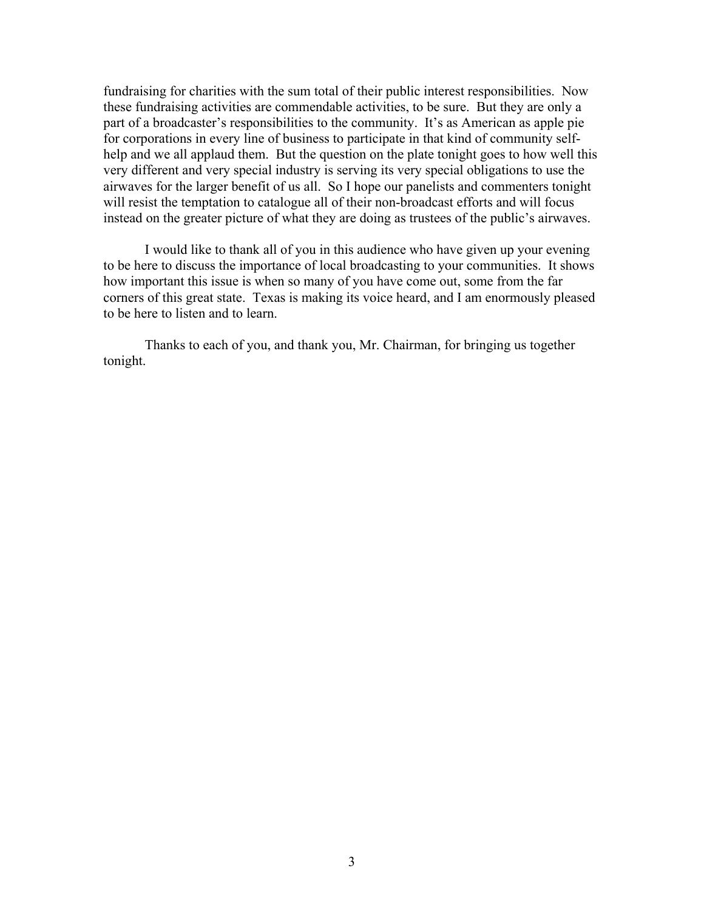fundraising for charities with the sum total of their public interest responsibilities. Now these fundraising activities are commendable activities, to be sure. But they are only a part of a broadcaster's responsibilities to the community. It's as American as apple pie for corporations in every line of business to participate in that kind of community self-help and we all applaud them. But the question on the plate tonight goes to how well this very different and very special industry is serving its very special obligations to use the airwaves for the larger benefit of us all. So I hope our panelists and commenters tonight will resist the temptation to catalogue all of their non-broadcast efforts and will focus instead on the greater picture of what they are doing as trustees of the public's airwaves.

I would like to thank all of you in this audience who have given up your evening to be here to discuss the importance of local broadcasting to your communities. It shows how important this issue is when so many of you have come out, some from the far corners of this great state. Texas is making its voice heard, and I am enormously pleased to be here to listen and to learn.

Thanks to each of you, and thank you, Mr. Chairman, for bringing us together tonight.